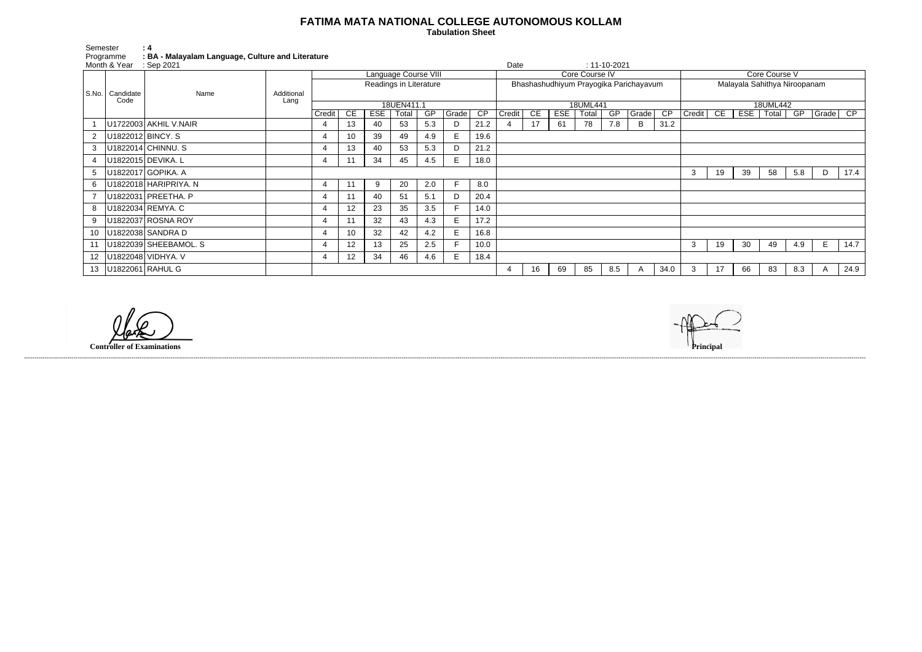# FATIMA MATA NATIONAL COLLEGE AUTONOMOUS KOLLAM

**Tabulation Sheet**

Semester : 4

Programme : BA - Malayalam Language, Culture and Literature

Month & Year : Sep 2021

Date : 11-10-2021

| S.No. | Candidate Code | Name | Additional Lang | Language Course VIII | | | | | | | Core Course IV | | | | | | | Core Course V | | | | | | |
|---|---|---|---|---|---|---|---|---|---|---|---|---|---|---|---|---|---|---|---|---|---|---|---|---|
| | | | | Readings in Literature | | | | | | | Bhashashudhiyum Prayogika Parichayavum | | | | | | | Malayala Sahithya Niroopanam | | | | | | |
| | | | | 18UEN411.1 | | | | | | | 18UML441 | | | | | | | 18UML442 | | | | | | |
| | | | | Credit | CE | ESE | Total | GP | Grade | CP | Credit | CE | ESE | Total | GP | Grade | CP | Credit | CE | ESE | Total | GP | Grade | CP |
| 1 | U1722003 | AKHIL V.NAIR | | 4 | 13 | 40 | 53 | 5.3 | D | 21.2 | 4 | 17 | 61 | 78 | 7.8 | B | 31.2 | | | | | | | |
| 2 | U1822012 | BINCY. S | | 4 | 10 | 39 | 49 | 4.9 | E | 19.6 | | | | | | | | | | | | | | |
| 3 | U1822014 | CHINNU. S | | 4 | 13 | 40 | 53 | 5.3 | D | 21.2 | | | | | | | | | | | | | | |
| 4 | U1822015 | DEVIKA. L | | 4 | 11 | 34 | 45 | 4.5 | E | 18.0 | | | | | | | | | | | | | | |
| 5 | U1822017 | GOPIKA. A | | | | | | | | | | | | | | | | 3 | 19 | 39 | 58 | 5.8 | D | 17.4 |
| 6 | U1822018 | HARIPRIYA. N | | 4 | 11 | 9 | 20 | 2.0 | F | 8.0 | | | | | | | | | | | | | | |
| 7 | U1822031 | PREETHA. P | | 4 | 11 | 40 | 51 | 5.1 | D | 20.4 | | | | | | | | | | | | | | |
| 8 | U1822034 | REMYA. C | | 4 | 12 | 23 | 35 | 3.5 | F | 14.0 | | | | | | | | | | | | | | |
| 9 | U1822037 | ROSNA ROY | | 4 | 11 | 32 | 43 | 4.3 | E | 17.2 | | | | | | | | | | | | | | |
| 10 | U1822038 | SANDRA D | | 4 | 10 | 32 | 42 | 4.2 | E | 16.8 | | | | | | | | | | | | | | |
| 11 | U1822039 | SHEEBAMOL. S | | 4 | 12 | 13 | 25 | 2.5 | F | 10.0 | | | | | | | | 3 | 19 | 30 | 49 | 4.9 | E | 14.7 |
| 12 | U1822048 | VIDHYA. V | | 4 | 12 | 34 | 46 | 4.6 | E | 18.4 | | | | | | | | | | | | | | |
| 13 | U1822061 | RAHUL G | | | | | | | | | 4 | 16 | 69 | 85 | 8.5 | A | 34.0 | 3 | 17 | 66 | 83 | 8.3 | A | 24.9 |

**Controller of Examinations**

**Principal**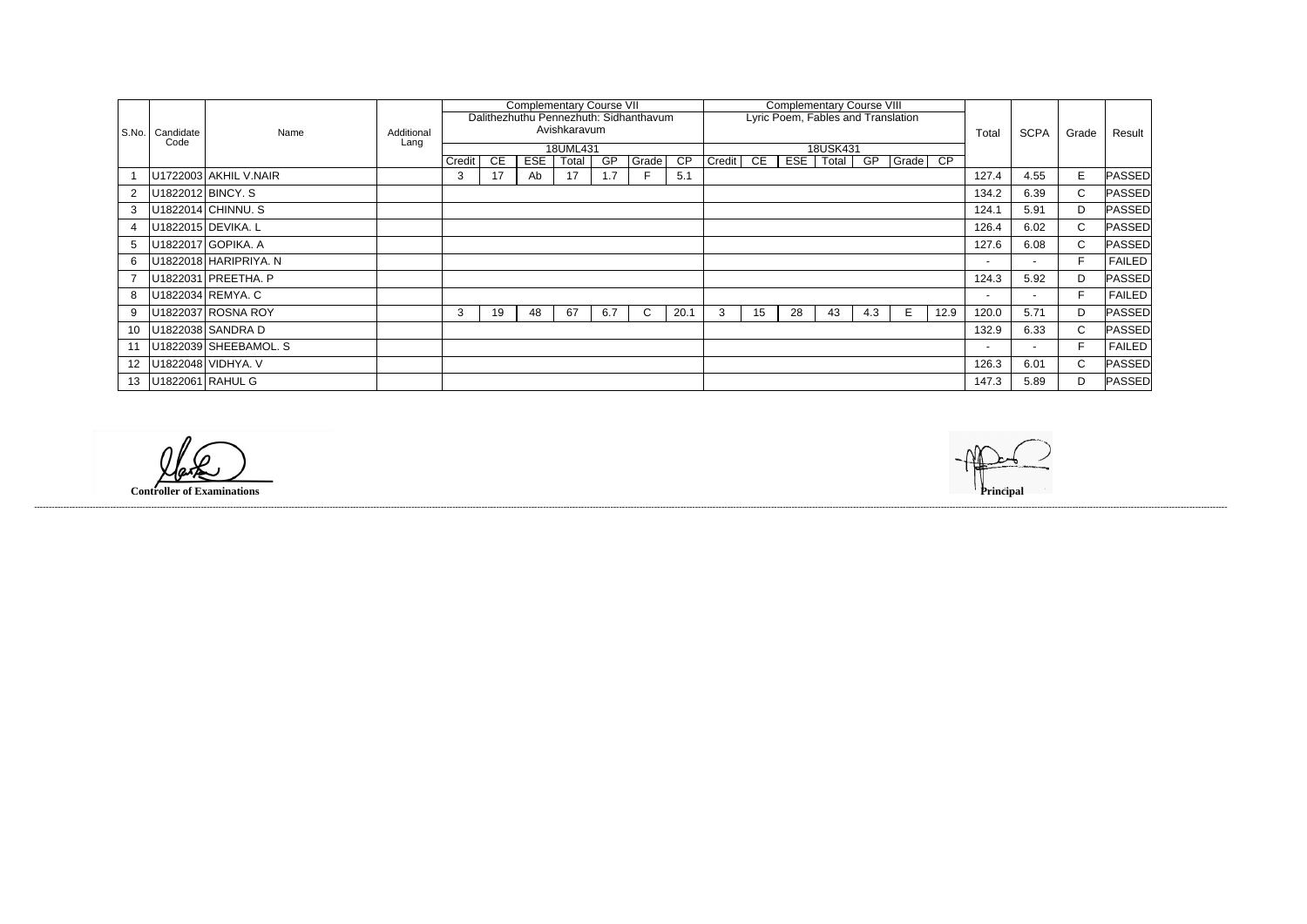| S.No. | Candidate Code | Name | Additional Lang | Complementary Course VII Dalithezhuthu Pennezhuth: Sidhanthavum Avishkaravum 18UML431 | | | | | | | Complementary Course VIII Lyric Poem, Fables and Translation 18USK431 | | | | | | | Total | SCPA | Grade | Result |
|---|---|---|---|---|---|---|---|---|---|---|---|---|---|---|---|---|---|---|---|---|---|
| | | | | Credit | CE | ESE | Total | GP | Grade | CP | Credit | CE | ESE | Total | GP | Grade | CP | | | | |
| 1 | U1722003 | AKHIL V.NAIR | | 3 | 17 | Ab | 17 | 1.7 | F | 5.1 | | | | | | | | 127.4 | 4.55 | E | PASSED |
| 2 | U1822012 | BINCY. S | | | | | | | | | | | | | | | | 134.2 | 6.39 | C | PASSED |
| 3 | U1822014 | CHINNU. S | | | | | | | | | | | | | | | | 124.1 | 5.91 | D | PASSED |
| 4 | U1822015 | DEVIKA. L | | | | | | | | | | | | | | | | 126.4 | 6.02 | C | PASSED |
| 5 | U1822017 | GOPIKA. A | | | | | | | | | | | | | | | | 127.6 | 6.08 | C | PASSED |
| 6 | U1822018 | HARIPRIYA. N | | | | | | | | | | | | | | | | - | - | F | FAILED |
| 7 | U1822031 | PREETHA. P | | | | | | | | | | | | | | | | 124.3 | 5.92 | D | PASSED |
| 8 | U1822034 | REMYA. C | | | | | | | | | | | | | | | | - | - | F | FAILED |
| 9 | U1822037 | ROSNA ROY | | 3 | 19 | 48 | 67 | 6.7 | C | 20.1 | 3 | 15 | 28 | 43 | 4.3 | E | 12.9 | 120.0 | 5.71 | D | PASSED |
| 10 | U1822038 | SANDRA D | | | | | | | | | | | | | | | | 132.9 | 6.33 | C | PASSED |
| 11 | U1822039 | SHEEBAMOL. S | | | | | | | | | | | | | | | | - | - | F | FAILED |
| 12 | U1822048 | VIDHYA. V | | | | | | | | | | | | | | | | 126.3 | 6.01 | C | PASSED |
| 13 | U1822061 | RAHUL G | | | | | | | | | | | | | | | | 147.3 | 5.89 | D | PASSED |

**Controller of Examinations**

**Principal**